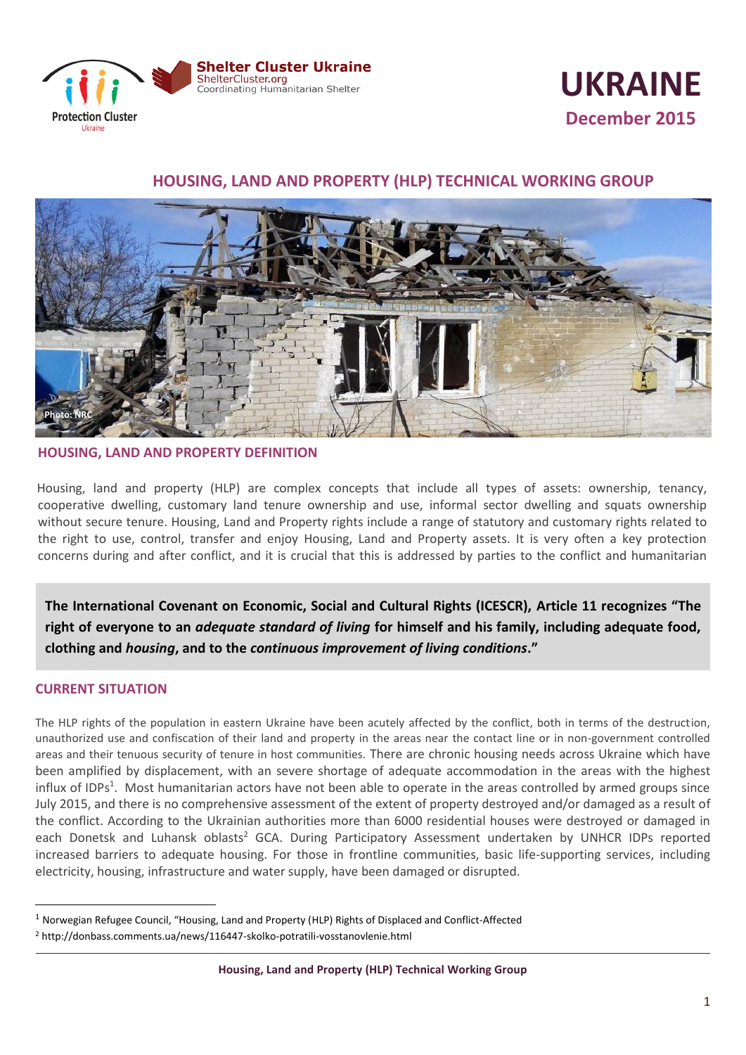Protection Cluster Ukraine

Shelter Cluster Ukraine
ShelterCluster.org
Coordinating Humanitarian Shelter

# UKRAINE

**December 2015**

## HOUSING, LAND AND PROPERTY (HLP) TECHNICAL WORKING GROUP

Photo: NRC

### HOUSING, LAND AND PROPERTY DEFINITION

Housing, land and property (HLP) are complex concepts that include all types of assets: ownership, tenancy, cooperative dwelling, customary land tenure ownership and use, informal sector dwelling and squats ownership without secure tenure. Housing, Land and Property rights include a range of statutory and customary rights related to the right to use, control, transfer and enjoy Housing, Land and Property assets. It is very often a key protection concerns during and after conflict, and it is crucial that this is addressed by parties to the conflict and humanitarian

**The International Covenant on Economic, Social and Cultural Rights (ICESCR), Article 11 recognizes "The right of everyone to an *adequate standard of living* for himself and his family, including adequate food, clothing and *housing*, and to the *continuous improvement of living conditions*."**

### CURRENT SITUATION

The HLP rights of the population in eastern Ukraine have been acutely affected by the conflict, both in terms of the destruction, unauthorized use and confiscation of their land and property in the areas near the contact line or in non-government controlled areas and their tenuous security of tenure in host communities. There are chronic housing needs across Ukraine which have been amplified by displacement, with an severe shortage of adequate accommodation in the areas with the highest influx of IDPs[1]. Most humanitarian actors have not been able to operate in the areas controlled by armed groups since July 2015, and there is no comprehensive assessment of the extent of property destroyed and/or damaged as a result of the conflict. According to the Ukrainian authorities more than 6000 residential houses were destroyed or damaged in each Donetsk and Luhansk oblasts[2] GCA. During Participatory Assessment undertaken by UNHCR IDPs reported increased barriers to adequate housing. For those in frontline communities, basic life-supporting services, including electricity, housing, infrastructure and water supply, have been damaged or disrupted.

[1] Norwegian Refugee Council, "Housing, Land and Property (HLP) Rights of Displaced and Conflict-Affected

[2] http://donbass.comments.ua/news/116447-skolko-potratili-vosstanovlenie.html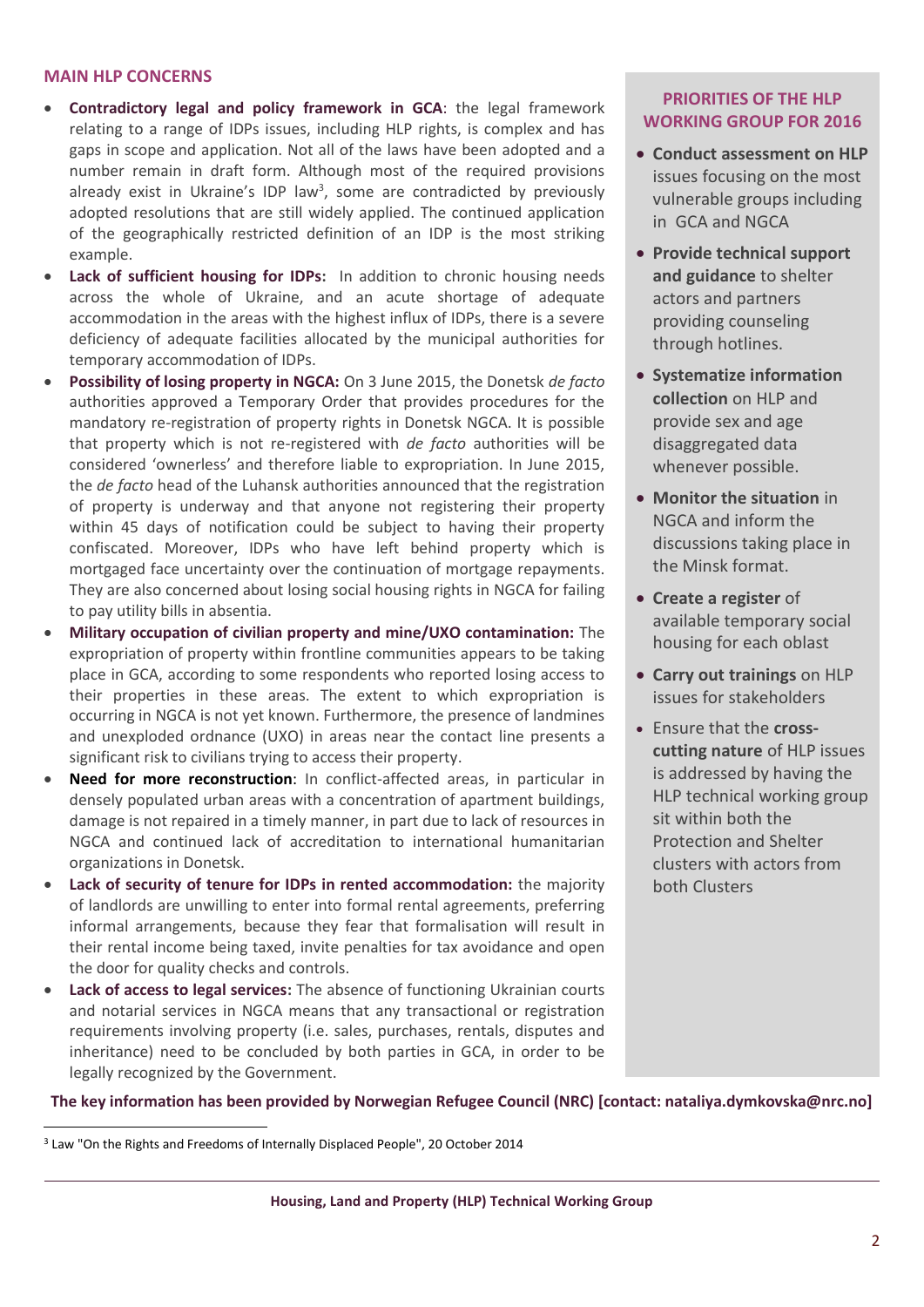## MAIN HLP CONCERNS

- **Contradictory legal and policy framework in GCA**: the legal framework relating to a range of IDPs issues, including HLP rights, is complex and has gaps in scope and application. Not all of the laws have been adopted and a number remain in draft form. Although most of the required provisions already exist in Ukraine's IDP law[3], some are contradicted by previously adopted resolutions that are still widely applied. The continued application of the geographically restricted definition of an IDP is the most striking example.
- **Lack of sufficient housing for IDPs:** In addition to chronic housing needs across the whole of Ukraine, and an acute shortage of adequate accommodation in the areas with the highest influx of IDPs, there is a severe deficiency of adequate facilities allocated by the municipal authorities for temporary accommodation of IDPs.
- **Possibility of losing property in NGCA:** On 3 June 2015, the Donetsk *de facto* authorities approved a Temporary Order that provides procedures for the mandatory re-registration of property rights in Donetsk NGCA. It is possible that property which is not re-registered with *de facto* authorities will be considered 'ownerless' and therefore liable to expropriation. In June 2015, the *de facto* head of the Luhansk authorities announced that the registration of property is underway and that anyone not registering their property within 45 days of notification could be subject to having their property confiscated. Moreover, IDPs who have left behind property which is mortgaged face uncertainty over the continuation of mortgage repayments. They are also concerned about losing social housing rights in NGCA for failing to pay utility bills in absentia.
- **Military occupation of civilian property and mine/UXO contamination:** The expropriation of property within frontline communities appears to be taking place in GCA, according to some respondents who reported losing access to their properties in these areas. The extent to which expropriation is occurring in NGCA is not yet known. Furthermore, the presence of landmines and unexploded ordnance (UXO) in areas near the contact line presents a significant risk to civilians trying to access their property.
- **Need for more reconstruction**: In conflict-affected areas, in particular in densely populated urban areas with a concentration of apartment buildings, damage is not repaired in a timely manner, in part due to lack of resources in NGCA and continued lack of accreditation to international humanitarian organizations in Donetsk.
- **Lack of security of tenure for IDPs in rented accommodation:** the majority of landlords are unwilling to enter into formal rental agreements, preferring informal arrangements, because they fear that formalisation will result in their rental income being taxed, invite penalties for tax avoidance and open the door for quality checks and controls.
- **Lack of access to legal services:** The absence of functioning Ukrainian courts and notarial services in NGCA means that any transactional or registration requirements involving property (i.e. sales, purchases, rentals, disputes and inheritance) need to be concluded by both parties in GCA, in order to be legally recognized by the Government.

## PRIORITIES OF THE HLP WORKING GROUP FOR 2016

- **Conduct assessment on HLP** issues focusing on the most vulnerable groups including in GCA and NGCA
- **Provide technical support and guidance** to shelter actors and partners providing counseling through hotlines.
- **Systematize information collection** on HLP and provide sex and age disaggregated data whenever possible.
- **Monitor the situation** in NGCA and inform the discussions taking place in the Minsk format.
- **Create a register** of available temporary social housing for each oblast
- **Carry out trainings** on HLP issues for stakeholders
- Ensure that the **cross-cutting nature** of HLP issues is addressed by having the HLP technical working group sit within both the Protection and Shelter clusters with actors from both Clusters

**The key information has been provided by Norwegian Refugee Council (NRC) [contact: nataliya.dymkovska@nrc.no]**

[3] Law "On the Rights and Freedoms of Internally Displaced People", 20 October 2014